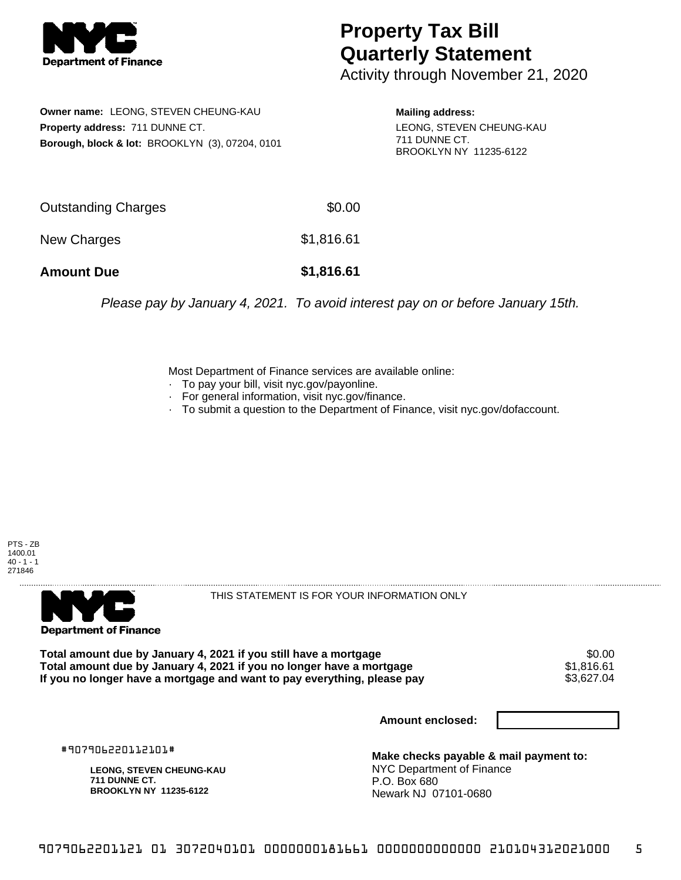**Department of Finance**

# Property Tax Bill Quarterly Statement

Activity through November 21, 2020

**Owner name:** LEONG, STEVEN CHEUNG-KAU
**Property address:** 711 DUNNE CT.
**Borough, block & lot:** BROOKLYN (3), 07204, 0101

**Mailing address:**
LEONG, STEVEN CHEUNG-KAU
711 DUNNE CT.
BROOKLYN NY 11235-6122

| | |
|---|---|
| Outstanding Charges | $0.00 |
| New Charges | $1,816.61 |
| **Amount Due** | **$1,816.61** |

*Please pay by January 4, 2021. To avoid interest pay on or before January 15th.*

Most Department of Finance services are available online:
- To pay your bill, visit nyc.gov/payonline.
- For general information, visit nyc.gov/finance.
- To submit a question to the Department of Finance, visit nyc.gov/dofaccount.

PTS - ZB
1400.01
40 - 1 - 1
271846

**Department of Finance**

THIS STATEMENT IS FOR YOUR INFORMATION ONLY

| | |
|---|---|
| **Total amount due by January 4, 2021 if you still have a mortgage** | $0.00 |
| **Total amount due by January 4, 2021 if you no longer have a mortgage** | $1,816.61 |
| **If you no longer have a mortgage and want to pay everything, please pay** | $3,627.04 |

**Amount enclosed:**

#907906220112101#

**LEONG, STEVEN CHEUNG-KAU**
**711 DUNNE CT.**
**BROOKLYN NY 11235-6122**

**Make checks payable & mail payment to:**
NYC Department of Finance
P.O. Box 680
Newark NJ 07101-0680

9079062201121 01 3072040101 0000000181661 0000000000000 210104312021000 5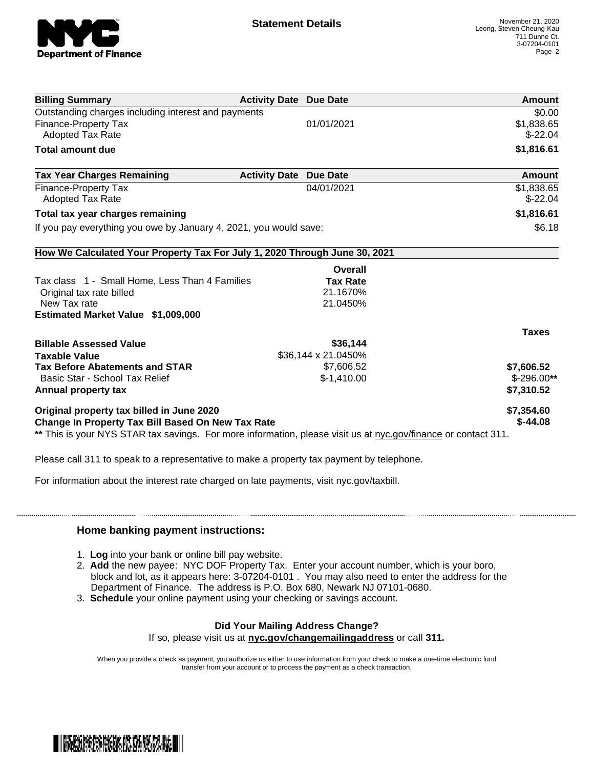# Statement Details

November 21, 2020
Leong, Steven Cheung-Kau
711 Dunne Ct.
3-07204-0101

| Billing Summary | Activity Date | Due Date | Amount |
|---|---|---|---|
| Outstanding charges including interest and payments | | | $0.00 |
| Finance-Property Tax | | 01/01/2021 | $1,838.65 |
| Adopted Tax Rate | | | $-22.04 |
| **Total amount due** | | | **$1,816.61** |

| Tax Year Charges Remaining | Activity Date | Due Date | Amount |
|---|---|---|---|
| Finance-Property Tax | | 04/01/2021 | $1,838.65 |
| Adopted Tax Rate | | | $-22.04 |
| **Total tax year charges remaining** | | | **$1,816.61** |
| If you pay everything you owe by January 4, 2021, you would save: | | | $6.18 |

**How We Calculated Your Property Tax For July 1, 2020 Through June 30, 2021**

| | Overall Tax Rate | Taxes |
|---|---|---|
| Tax class 1 - Small Home, Less Than 4 Families | | |
| Original tax rate billed | 21.1670% | |
| New Tax rate | 21.0450% | |
| **Estimated Market Value $1,009,000** | | |
| **Billable Assessed Value** | **$36,144** | |
| **Taxable Value** | $36,144 x 21.0450% | |
| **Tax Before Abatements and STAR** | $7,606.52 | **$7,606.52** |
| Basic Star - School Tax Relief | $-1,410.00 | $-296.00** |
| **Annual property tax** | | **$7,310.52** |
| **Original property tax billed in June 2020** | | **$7,354.60** |
| **Change In Property Tax Bill Based On New Tax Rate** | | **$-44.08** |

** This is your NYS STAR tax savings. For more information, please visit us at nyc.gov/finance or contact 311.

Please call 311 to speak to a representative to make a property tax payment by telephone.

For information about the interest rate charged on late payments, visit nyc.gov/taxbill.

## Home banking payment instructions:

1. **Log** into your bank or online bill pay website.
2. **Add** the new payee: NYC DOF Property Tax. Enter your account number, which is your boro, block and lot, as it appears here: 3-07204-0101 . You may also need to enter the address for the Department of Finance. The address is P.O. Box 680, Newark NJ 07101-0680.
3. **Schedule** your online payment using your checking or savings account.

**Did Your Mailing Address Change?**

If so, please visit us at **nyc.gov/changemailingaddress** or call **311.**

When you provide a check as payment, you authorize us either to use information from your check to make a one-time electronic fund transfer from your account or to process the payment as a check transaction.